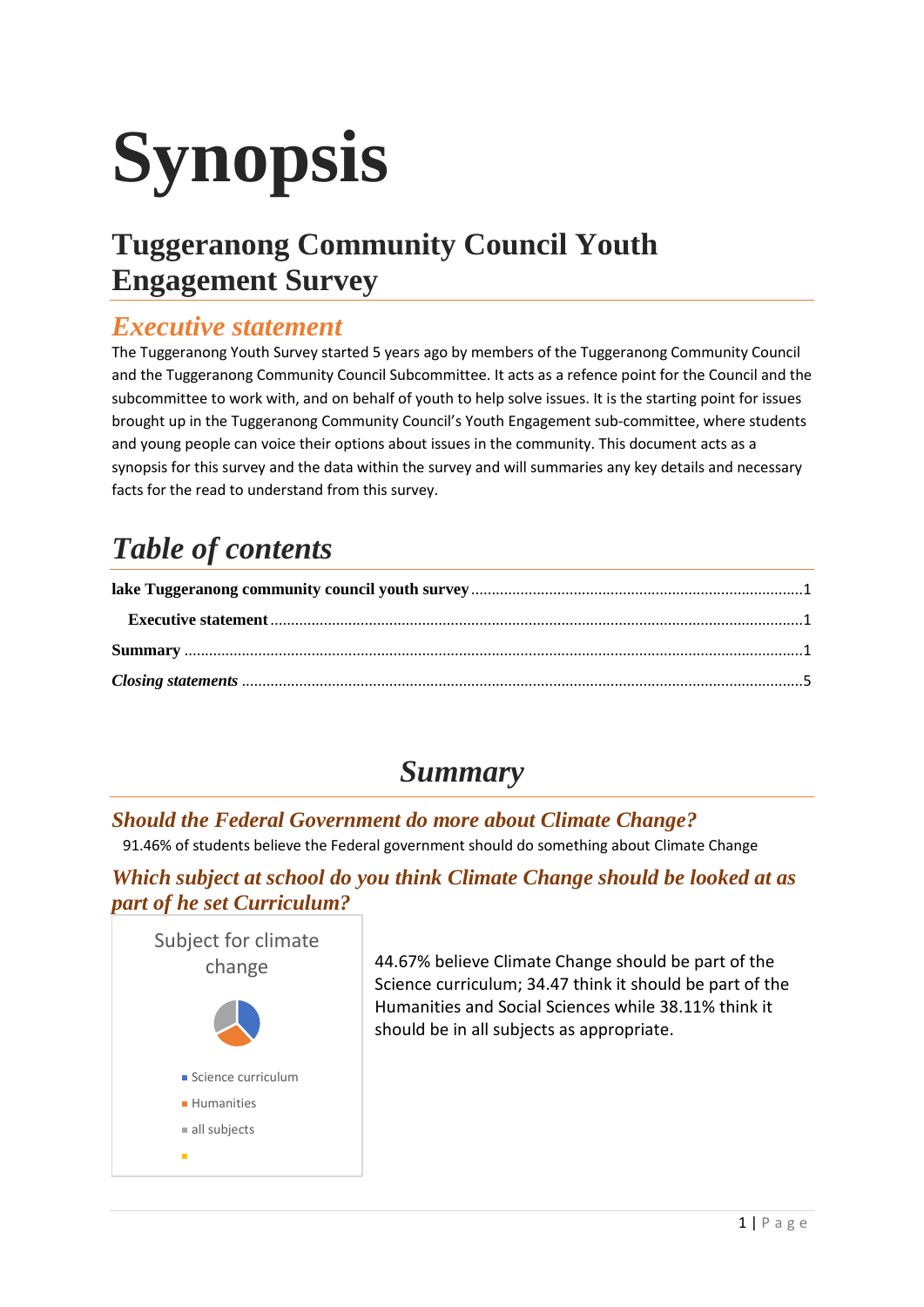# Synopsis

## Tuggeranong Community Council Youth Engagement Survey

### *Executive statement*

The Tuggeranong Youth Survey started 5 years ago by members of the Tuggeranong Community Council and the Tuggeranong Community Council Subcommittee. It acts as a refence point for the Council and the subcommittee to work with, and on behalf of youth to help solve issues. It is the starting point for issues brought up in the Tuggeranong Community Council's Youth Engagement sub-committee, where students and young people can voice their options about issues in the community. This document acts as a synopsis for this survey and the data within the survey and will summaries any key details and necessary facts for the read to understand from this survey.

## *Table of contents*

**lake Tuggeranong community council youth survey** ........................................................................1

**Executive statement** ........................................................................................................................1

**Summary** .........................................................................................................................................1

***Closing statements*** .......................................................................................................................5

## *Summary*

### *Should the Federal Government do more about Climate Change?*

91.46% of students believe the Federal government should do something about Climate Change

### *Which subject at school do you think Climate Change should be looked at as part of he set Curriculum?*

Subject for climate change

- Science curriculum
- Humanities
- all subjects

44.67% believe Climate Change should be part of the Science curriculum; 34.47 think it should be part of the Humanities and Social Sciences while 38.11% think it should be in all subjects as appropriate.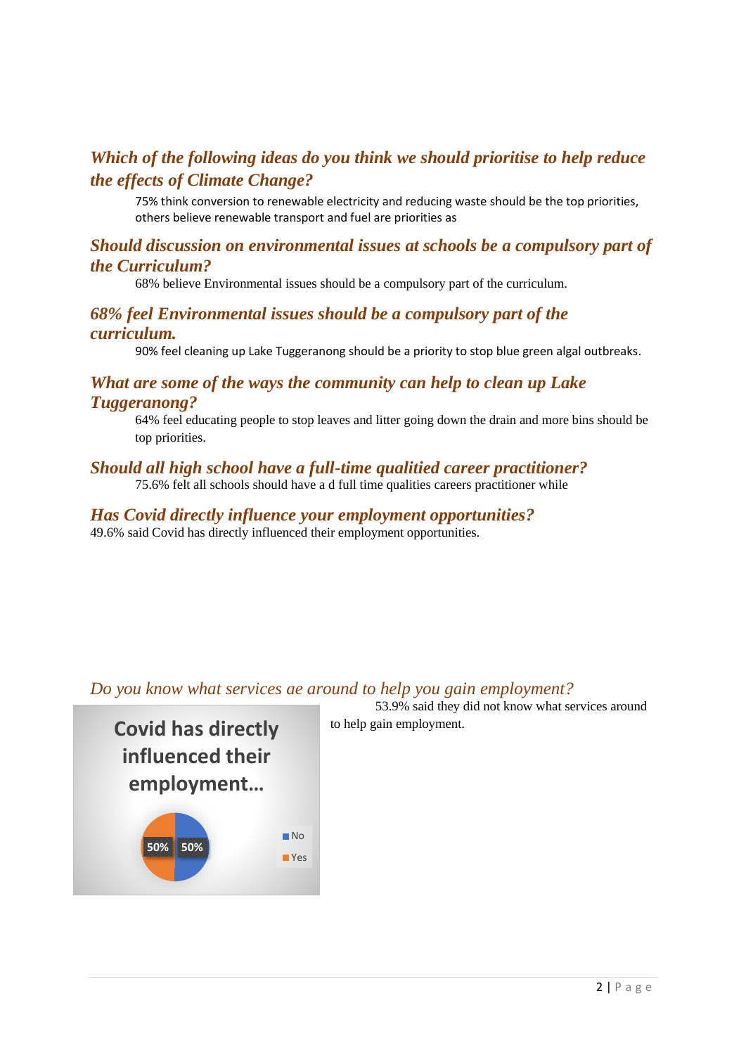### *Which of the following ideas do you think we should prioritise to help reduce the effects of Climate Change?*

75% think conversion to renewable electricity and reducing waste should be the top priorities, others believe renewable transport and fuel are priorities as

### *Should discussion on environmental issues at schools be a compulsory part of the Curriculum?*

68% believe Environmental issues should be a compulsory part of the curriculum.

### *68% feel Environmental issues should be a compulsory part of the curriculum.*

90% feel cleaning up Lake Tuggeranong should be a priority to stop blue green algal outbreaks.

### *What are some of the ways the community can help to clean up Lake Tuggeranong?*

64% feel educating people to stop leaves and litter going down the drain and more bins should be top priorities.

### *Should all high school have a full-time qualitied career practitioner?*

75.6% felt all schools should have a d full time qualities careers practitioner while

### *Has Covid directly influence your employment opportunities?*

49.6% said Covid has directly influenced their employment opportunities.

*Do you know what services ae around to help you gain employment?*

53.9% said they did not know what services around to help gain employment.

**Covid has directly influenced their employment...**

| | |
|---|---|
| No | 50% |
| Yes | 50% |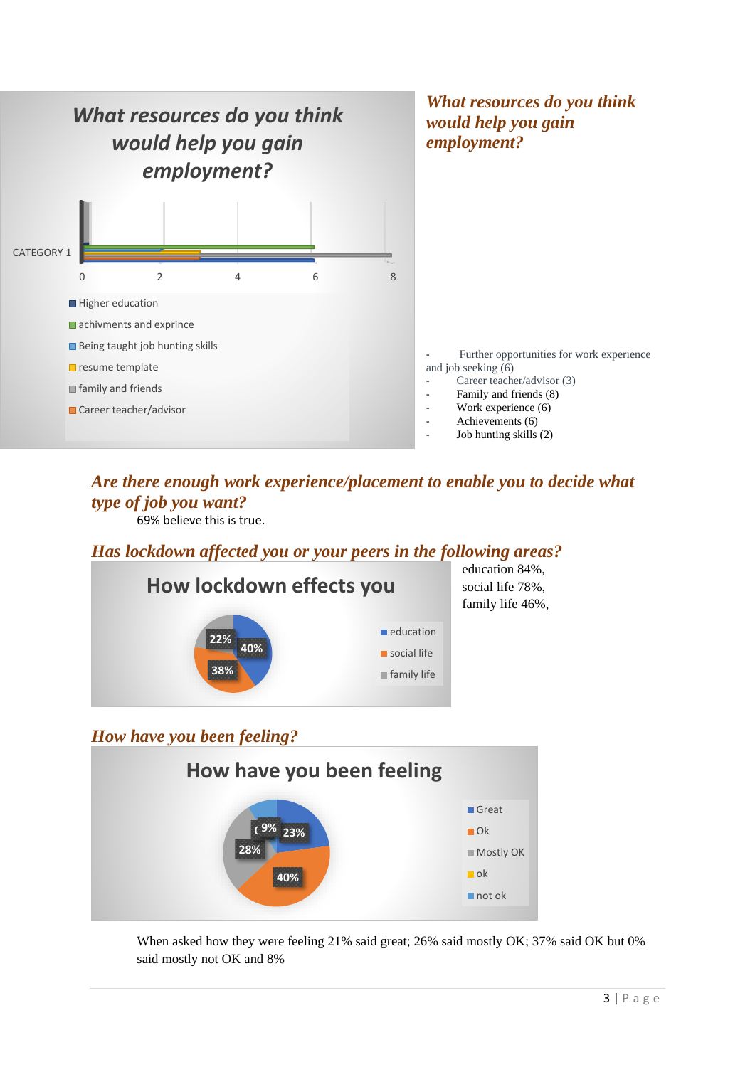*What resources do you think would help you gain employment?*

What resources do you think would help you gain employment?

CATEGORY 1

0 2 4 6 8

- Higher education
- achivments and exprince
- Being taught job hunting skills
- resume template
- family and friends
- Career teacher/advisor

*What resources do you think would help you gain employment?*

- Further opportunities for work experience and job seeking (6)
- Career teacher/advisor (3)
- Family and friends (8)
- Work experience (6)
- Achievements (6)
- Job hunting skills (2)

## *Are there enough work experience/placement to enable you to decide what type of job you want?*

69% believe this is true.

## *Has lockdown affected you or your peers in the following areas?*

How lockdown effects you

40% 38% 22%

- education
- social life
- family life

education 84%, social life 78%, family life 46%,

## *How have you been feeling?*

How have you been feeling

23% 40% 28% 9%

- Great
- Ok
- Mostly OK
- ok
- not ok

When asked how they were feeling 21% said great; 26% said mostly OK; 37% said OK but 0% said mostly not OK and 8%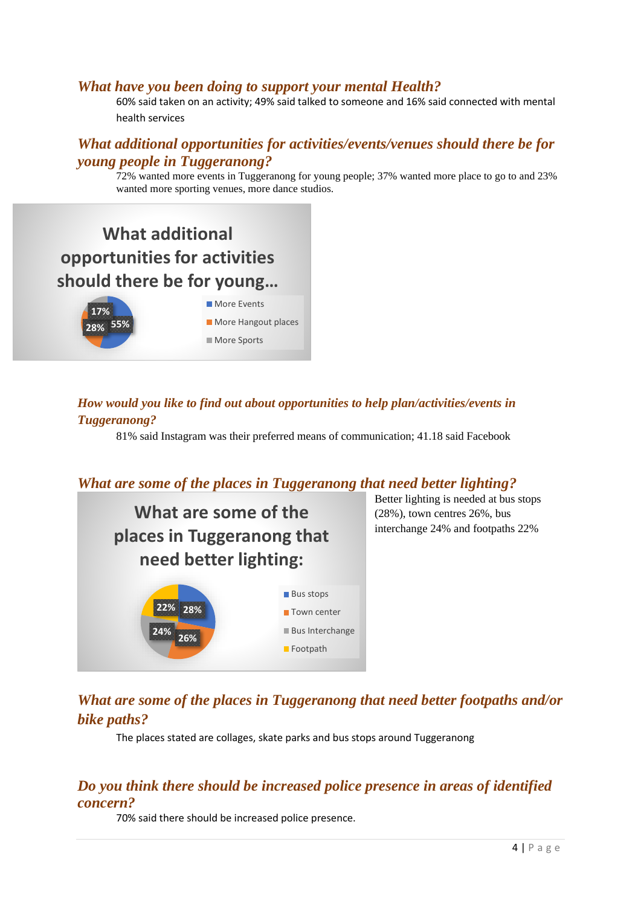### *What have you been doing to support your mental Health?*

60% said taken on an activity; 49% said talked to someone and 16% said connected with mental health services

### *What additional opportunities for activities/events/venues should there be for young people in Tuggeranong?*

72% wanted more events in Tuggeranong for young people; 37% wanted more place to go to and 23% wanted more sporting venues, more dance studios.

What additional opportunities for activities should there be for young...

| Option | Percentage |
|---|---|
| More Events | 55% |
| More Hangout places | 28% |
| More Sports | 17% |

### *How would you like to find out about opportunities to help plan/activities/events in Tuggeranong?*

81% said Instagram was their preferred means of communication; 41.18 said Facebook

### *What are some of the places in Tuggeranong that need better lighting?*

What are some of the places in Tuggeranong that need better lighting:

| Place | Percentage |
|---|---|
| Bus stops | 28% |
| Town center | 26% |
| Bus Interchange | 24% |
| Footpath | 22% |

Better lighting is needed at bus stops (28%), town centres 26%, bus interchange 24% and footpaths 22%

### *What are some of the places in Tuggeranong that need better footpaths and/or bike paths?*

The places stated are collages, skate parks and bus stops around Tuggeranong

### *Do you think there should be increased police presence in areas of identified concern?*

70% said there should be increased police presence.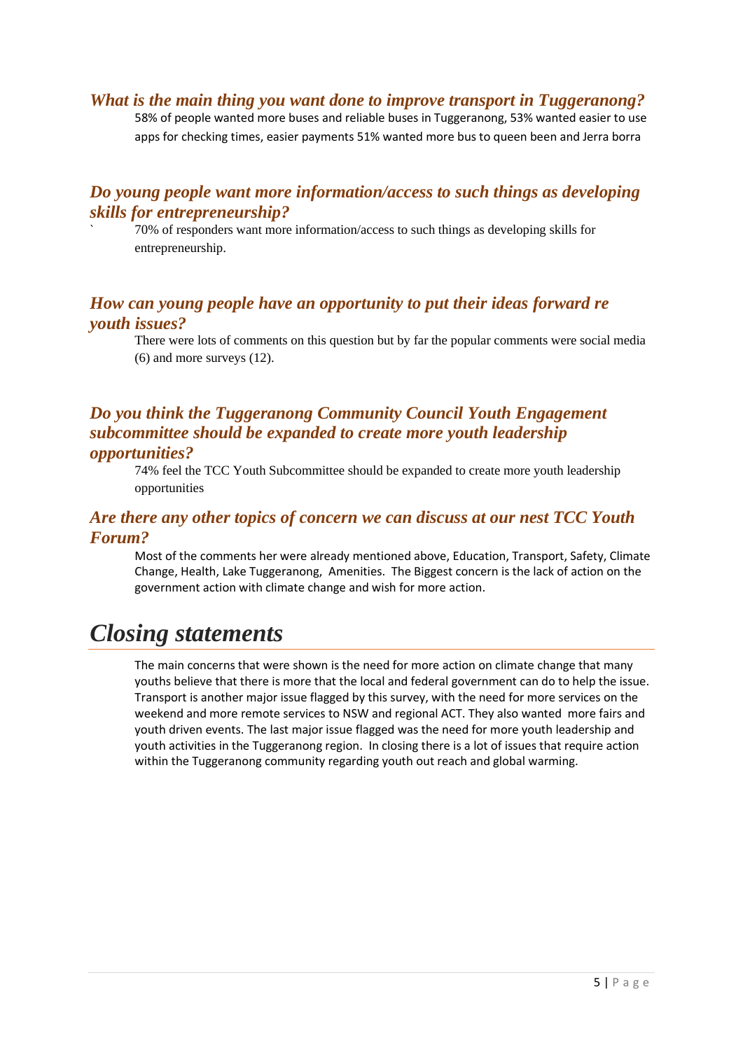### *What is the main thing you want done to improve transport in Tuggeranong?*

58% of people wanted more buses and reliable buses in Tuggeranong, 53% wanted easier to use apps for checking times, easier payments 51% wanted more bus to queen been and Jerra borra

### *Do young people want more information/access to such things as developing skills for entrepreneurship?*

` 70% of responders want more information/access to such things as developing skills for entrepreneurship.

### *How can young people have an opportunity to put their ideas forward re youth issues?*

There were lots of comments on this question but by far the popular comments were social media (6) and more surveys (12).

### *Do you think the Tuggeranong Community Council Youth Engagement subcommittee should be expanded to create more youth leadership opportunities?*

74% feel the TCC Youth Subcommittee should be expanded to create more youth leadership opportunities

### *Are there any other topics of concern we can discuss at our nest TCC Youth Forum?*

Most of the comments her were already mentioned above, Education, Transport, Safety, Climate Change, Health, Lake Tuggeranong, Amenities. The Biggest concern is the lack of action on the government action with climate change and wish for more action.

# *Closing statements*

The main concerns that were shown is the need for more action on climate change that many youths believe that there is more that the local and federal government can do to help the issue. Transport is another major issue flagged by this survey, with the need for more services on the weekend and more remote services to NSW and regional ACT. They also wanted more fairs and youth driven events. The last major issue flagged was the need for more youth leadership and youth activities in the Tuggeranong region. In closing there is a lot of issues that require action within the Tuggeranong community regarding youth out reach and global warming.